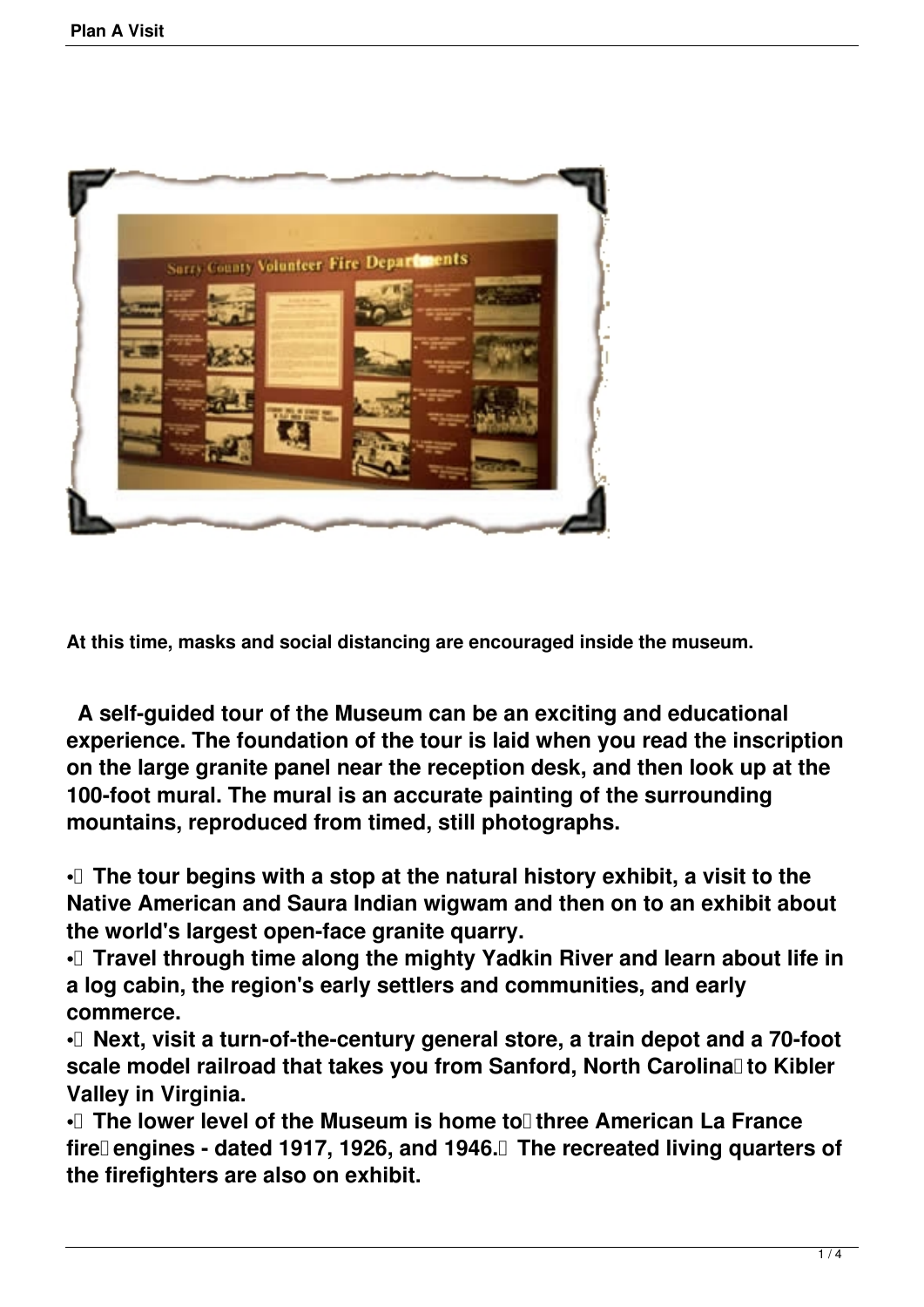**At this time, masks and social distancing are encouraged inside the museum.**

**A self-guided tour of the Museum can be an exciting and educational experience. The foundation of the tour is laid when you read the inscription on the large granite panel near the reception desk, and then look up at the 100-foot mural. The mural is an accurate painting of the surrounding mountains, reproduced from timed, still photographs.**

- **The tour begins with a stop at the natural history exhibit, a visit to the Native American and Saura Indian wigwam and then on to an exhibit about the world's largest open-face granite quarry.**
- **Travel through time along the mighty Yadkin River and learn about life in a log cabin, the region's early settlers and communities, and early commerce.**
- **Next, visit a turn-of-the-century general store, a train depot and a 70-foot scale model railroad that takes you from Sanford, North Carolina to Kibler Valley in Virginia.**
- **The lower level of the Museum is home to three American La France fire engines - dated 1917, 1926, and 1946. The recreated living quarters of the firefighters are also on exhibit.**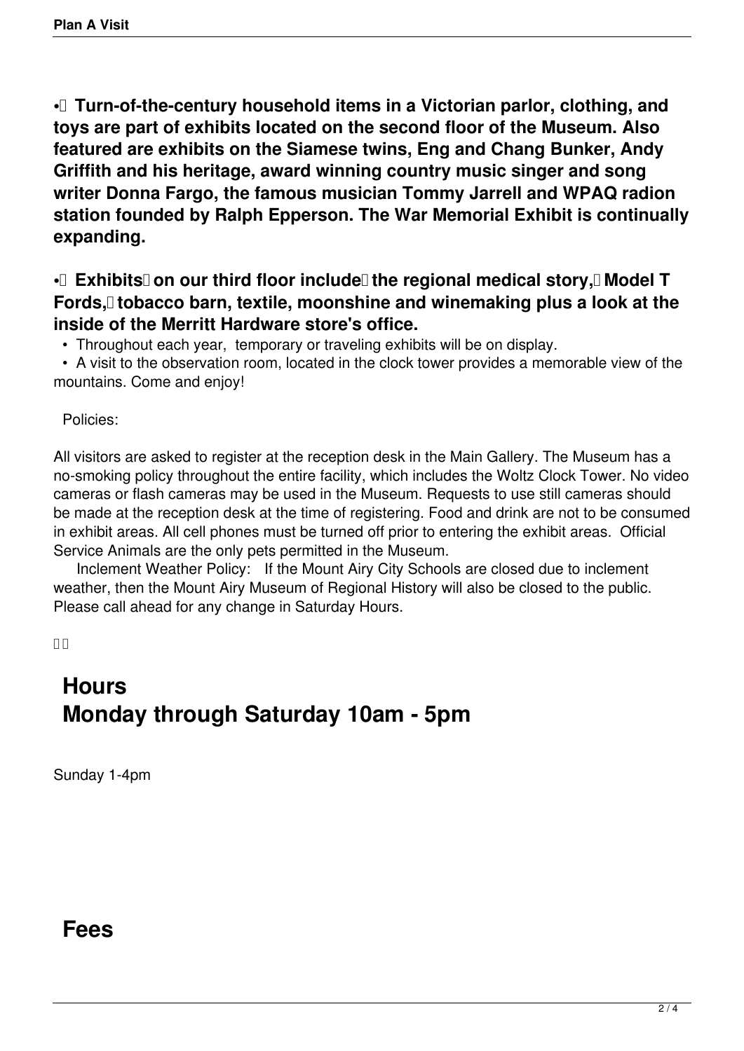- **Turn-of-the-century household items in a Victorian parlor, clothing, and toys are part of exhibits located on the second floor of the Museum. Also featured are exhibits on the Siamese twins, Eng and Chang Bunker, Andy Griffith and his heritage, award winning country music singer and song writer Donna Fargo, the famous musician Tommy Jarrell and WPAQ radion station founded by Ralph Epperson. The War Memorial Exhibit is continually expanding.**

- **Exhibits on our third floor include the regional medical story, Model T Fords, tobacco barn, textile, moonshine and winemaking plus a look at the inside of the Merritt Hardware store's office.**

- Throughout each year, temporary or traveling exhibits will be on display.
- A visit to the observation room, located in the clock tower provides a memorable view of the mountains. Come and enjoy!

Policies:

All visitors are asked to register at the reception desk in the Main Gallery. The Museum has a no-smoking policy throughout the entire facility, which includes the Woltz Clock Tower. No video cameras or flash cameras may be used in the Museum. Requests to use still cameras should be made at the reception desk at the time of registering. Food and drink are not to be consumed in exhibit areas. All cell phones must be turned off prior to entering the exhibit areas. Official Service Animals are the only pets permitted in the Museum.

Inclement Weather Policy: If the Mount Airy City Schools are closed due to inclement weather, then the Mount Airy Museum of Regional History will also be closed to the public. Please call ahead for any change in Saturday Hours.

## Hours
## Monday through Saturday 10am - 5pm

Sunday 1-4pm

## Fees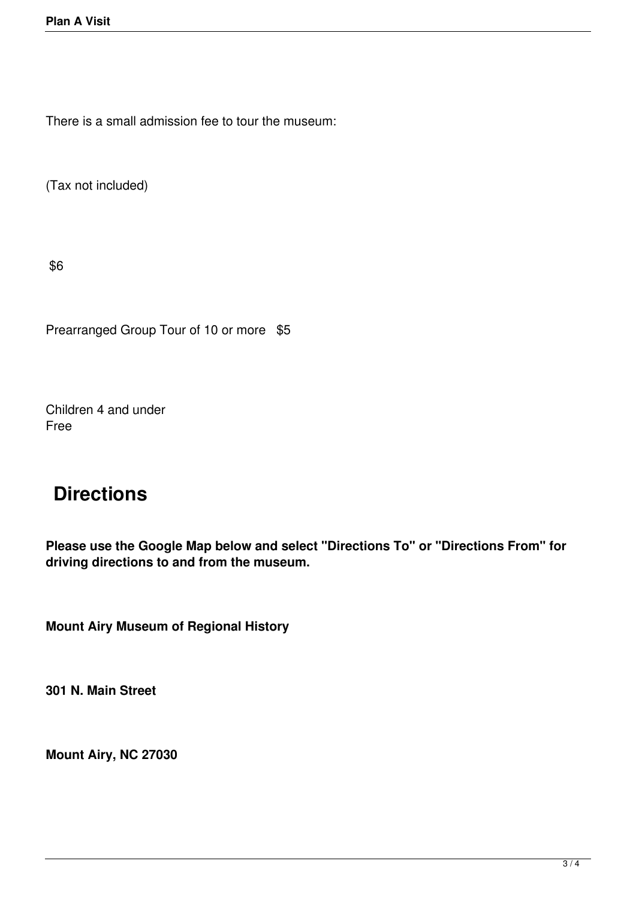There is a small admission fee to tour the museum:

(Tax not included)

$6

Prearranged Group Tour of 10 or more   $5

Children 4 and under
Free

## Directions

**Please use the Google Map below and select "Directions To" or "Directions From" for driving directions to and from the museum.**

**Mount Airy Museum of Regional History**

**301 N. Main Street**

**Mount Airy, NC 27030**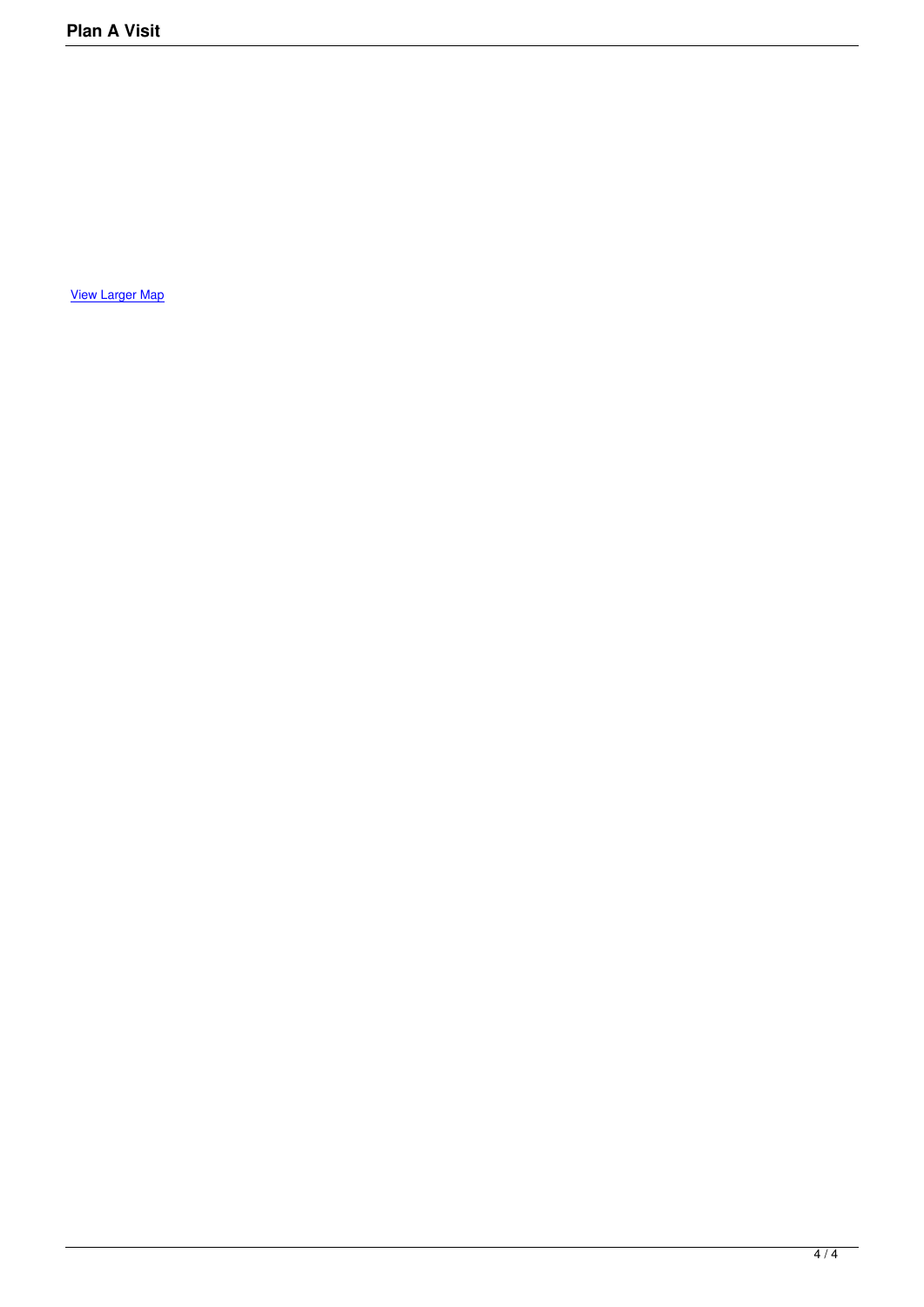[View Larger Map]